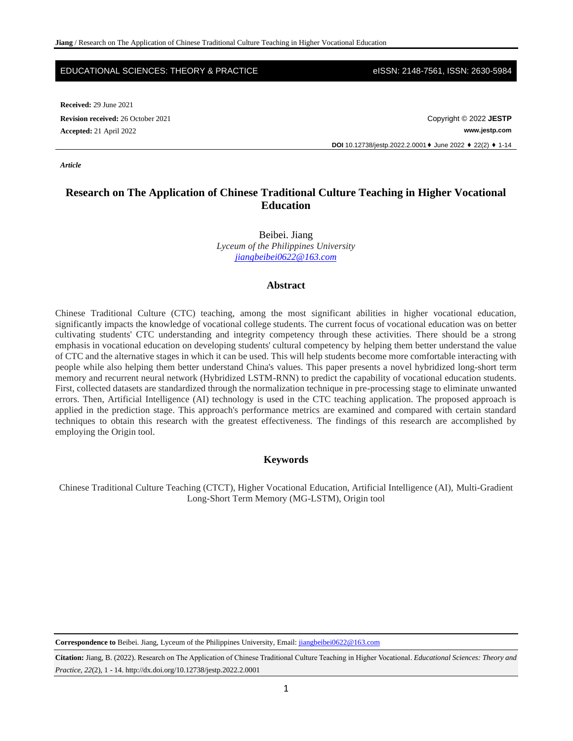EDUCATIONAL SCIENCES: THEORY & PRACTICE eISSN: 2148-7561, ISSN: 2630-5984

**Received:** 29 June 2021

**Revision received:** 26 October 2021

**Accepted:** 21 April 2022

Copyright © 2022 **JESTP**

**www.jestp.com**

**DOI** 10.12738/jestp.2022.2.0001 ♦ June 2022 ♦ 22(2) ♦ 1-14

*Article*

# Research on The Application of Chinese Traditional Culture Teaching in Higher Vocational Education

Beibei. Jiang

*Lyceum of the Philippines University*

*jiangbeibei0622@163.com*

## Abstract

Chinese Traditional Culture (CTC) teaching, among the most significant abilities in higher vocational education, significantly impacts the knowledge of vocational college students. The current focus of vocational education was on better cultivating students' CTC understanding and integrity competency through these activities. There should be a strong emphasis in vocational education on developing students' cultural competency by helping them better understand the value of CTC and the alternative stages in which it can be used. This will help students become more comfortable interacting with people while also helping them better understand China's values. This paper presents a novel hybridized long-short term memory and recurrent neural network (Hybridized LSTM-RNN) to predict the capability of vocational education students. First, collected datasets are standardized through the normalization technique in pre-processing stage to eliminate unwanted errors. Then, Artificial Intelligence (AI) technology is used in the CTC teaching application. The proposed approach is applied in the prediction stage. This approach's performance metrics are examined and compared with certain standard techniques to obtain this research with the greatest effectiveness. The findings of this research are accomplished by employing the Origin tool.

## Keywords

Chinese Traditional Culture Teaching (CTCT), Higher Vocational Education, Artificial Intelligence (AI), Multi-Gradient Long-Short Term Memory (MG-LSTM), Origin tool

**Correspondence to** Beibei. Jiang, Lyceum of the Philippines University, Email: jiangbeibei0622@163.com

**Citation:** Jiang, B. (2022). Research on The Application of Chinese Traditional Culture Teaching in Higher Vocational. *Educational Sciences: Theory and Practice, 22*(2), 1 - 14. http://dx.doi.org/10.12738/jestp.2022.2.0001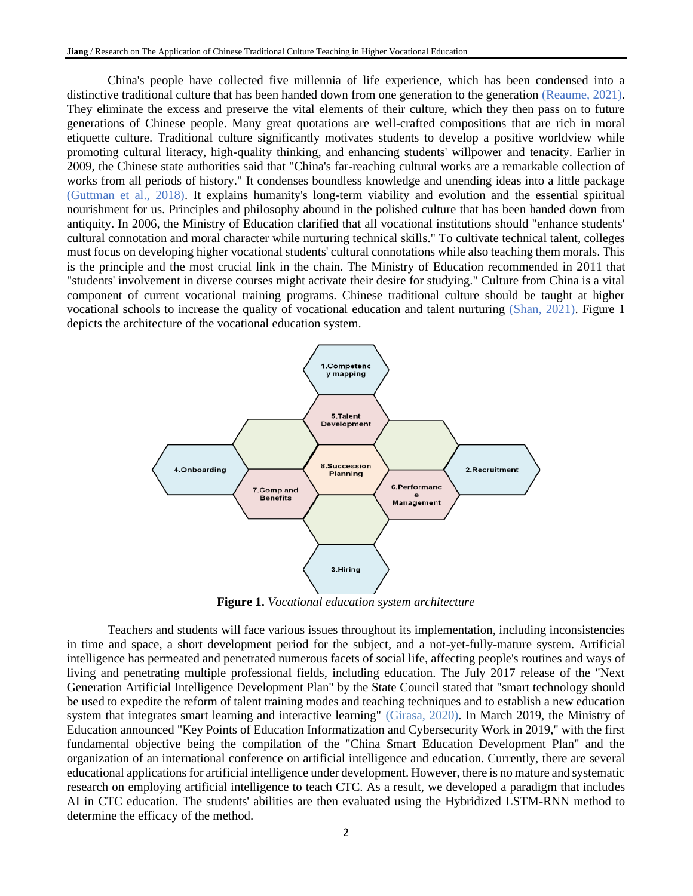China's people have collected five millennia of life experience, which has been condensed into a distinctive traditional culture that has been handed down from one generation to the generation (Reaume, 2021). They eliminate the excess and preserve the vital elements of their culture, which they then pass on to future generations of Chinese people. Many great quotations are well-crafted compositions that are rich in moral etiquette culture. Traditional culture significantly motivates students to develop a positive worldview while promoting cultural literacy, high-quality thinking, and enhancing students' willpower and tenacity. Earlier in 2009, the Chinese state authorities said that "China's far-reaching cultural works are a remarkable collection of works from all periods of history." It condenses boundless knowledge and unending ideas into a little package (Guttman et al., 2018). It explains humanity's long-term viability and evolution and the essential spiritual nourishment for us. Principles and philosophy abound in the polished culture that has been handed down from antiquity. In 2006, the Ministry of Education clarified that all vocational institutions should "enhance students' cultural connotation and moral character while nurturing technical skills." To cultivate technical talent, colleges must focus on developing higher vocational students' cultural connotations while also teaching them morals. This is the principle and the most crucial link in the chain. The Ministry of Education recommended in 2011 that "students' involvement in diverse courses might activate their desire for studying." Culture from China is a vital component of current vocational training programs. Chinese traditional culture should be taught at higher vocational schools to increase the quality of vocational education and talent nurturing (Shan, 2021). Figure 1 depicts the architecture of the vocational education system.

**Figure 1.** *Vocational education system architecture*

Teachers and students will face various issues throughout its implementation, including inconsistencies in time and space, a short development period for the subject, and a not-yet-fully-mature system. Artificial intelligence has permeated and penetrated numerous facets of social life, affecting people's routines and ways of living and penetrating multiple professional fields, including education. The July 2017 release of the "Next Generation Artificial Intelligence Development Plan" by the State Council stated that "smart technology should be used to expedite the reform of talent training modes and teaching techniques and to establish a new education system that integrates smart learning and interactive learning" (Girasa, 2020). In March 2019, the Ministry of Education announced "Key Points of Education Informatization and Cybersecurity Work in 2019," with the first fundamental objective being the compilation of the "China Smart Education Development Plan" and the organization of an international conference on artificial intelligence and education. Currently, there are several educational applications for artificial intelligence under development. However, there is no mature and systematic research on employing artificial intelligence to teach CTC. As a result, we developed a paradigm that includes AI in CTC education. The students' abilities are then evaluated using the Hybridized LSTM-RNN method to determine the efficacy of the method.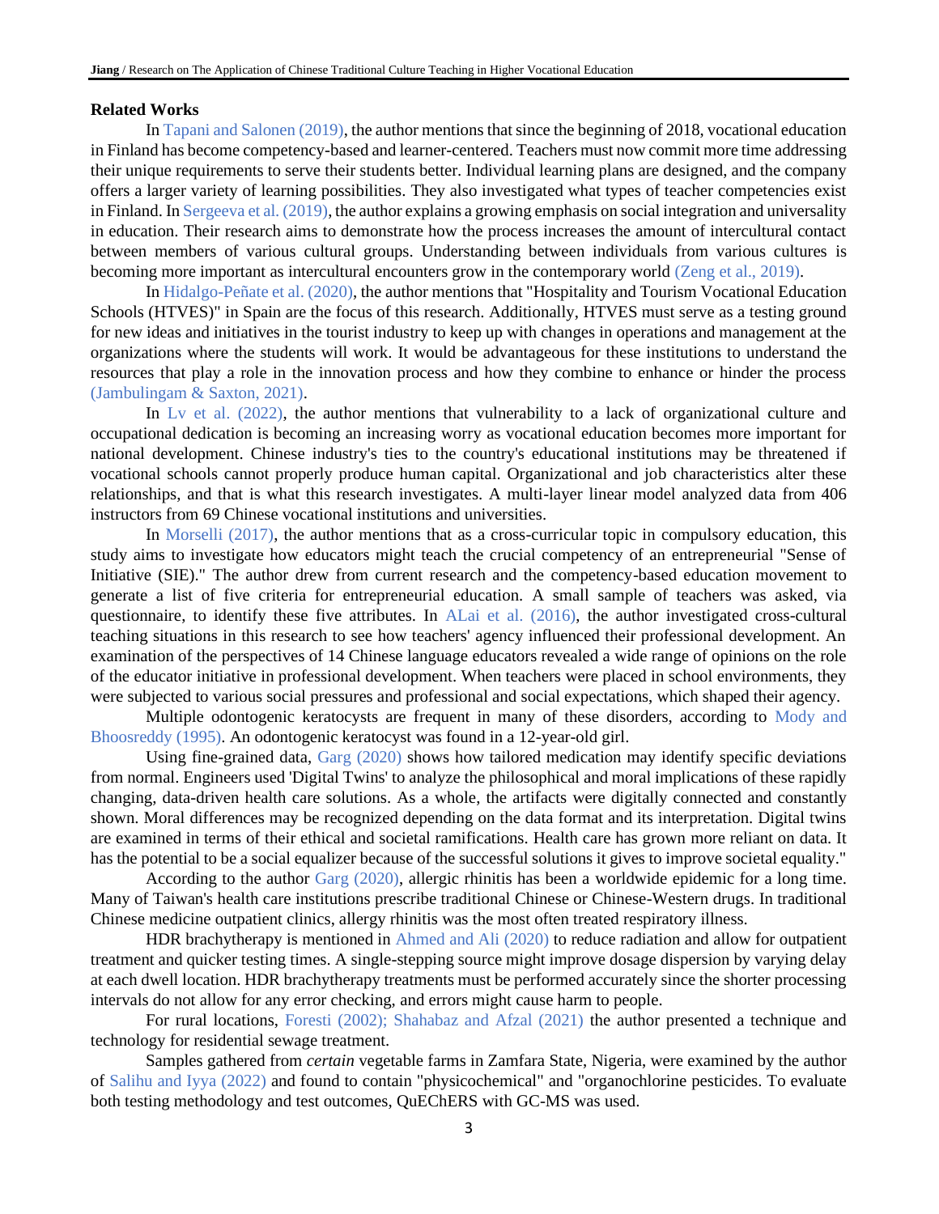## Related Works

In Tapani and Salonen (2019), the author mentions that since the beginning of 2018, vocational education in Finland has become competency-based and learner-centered. Teachers must now commit more time addressing their unique requirements to serve their students better. Individual learning plans are designed, and the company offers a larger variety of learning possibilities. They also investigated what types of teacher competencies exist in Finland. In Sergeeva et al. (2019), the author explains a growing emphasis on social integration and universality in education. Their research aims to demonstrate how the process increases the amount of intercultural contact between members of various cultural groups. Understanding between individuals from various cultures is becoming more important as intercultural encounters grow in the contemporary world (Zeng et al., 2019).

In Hidalgo-Peñate et al. (2020), the author mentions that "Hospitality and Tourism Vocational Education Schools (HTVES)" in Spain are the focus of this research. Additionally, HTVES must serve as a testing ground for new ideas and initiatives in the tourist industry to keep up with changes in operations and management at the organizations where the students will work. It would be advantageous for these institutions to understand the resources that play a role in the innovation process and how they combine to enhance or hinder the process (Jambulingam & Saxton, 2021).

In Lv et al. (2022), the author mentions that vulnerability to a lack of organizational culture and occupational dedication is becoming an increasing worry as vocational education becomes more important for national development. Chinese industry's ties to the country's educational institutions may be threatened if vocational schools cannot properly produce human capital. Organizational and job characteristics alter these relationships, and that is what this research investigates. A multi-layer linear model analyzed data from 406 instructors from 69 Chinese vocational institutions and universities.

In Morselli (2017), the author mentions that as a cross-curricular topic in compulsory education, this study aims to investigate how educators might teach the crucial competency of an entrepreneurial "Sense of Initiative (SIE)." The author drew from current research and the competency-based education movement to generate a list of five criteria for entrepreneurial education. A small sample of teachers was asked, via questionnaire, to identify these five attributes. In ALai et al. (2016), the author investigated cross-cultural teaching situations in this research to see how teachers' agency influenced their professional development. An examination of the perspectives of 14 Chinese language educators revealed a wide range of opinions on the role of the educator initiative in professional development. When teachers were placed in school environments, they were subjected to various social pressures and professional and social expectations, which shaped their agency.

Multiple odontogenic keratocysts are frequent in many of these disorders, according to Mody and Bhoosreddy (1995). An odontogenic keratocyst was found in a 12-year-old girl.

Using fine-grained data, Garg (2020) shows how tailored medication may identify specific deviations from normal. Engineers used 'Digital Twins' to analyze the philosophical and moral implications of these rapidly changing, data-driven health care solutions. As a whole, the artifacts were digitally connected and constantly shown. Moral differences may be recognized depending on the data format and its interpretation. Digital twins are examined in terms of their ethical and societal ramifications. Health care has grown more reliant on data. It has the potential to be a social equalizer because of the successful solutions it gives to improve societal equality."

According to the author Garg (2020), allergic rhinitis has been a worldwide epidemic for a long time. Many of Taiwan's health care institutions prescribe traditional Chinese or Chinese-Western drugs. In traditional Chinese medicine outpatient clinics, allergy rhinitis was the most often treated respiratory illness.

HDR brachytherapy is mentioned in Ahmed and Ali (2020) to reduce radiation and allow for outpatient treatment and quicker testing times. A single-stepping source might improve dosage dispersion by varying delay at each dwell location. HDR brachytherapy treatments must be performed accurately since the shorter processing intervals do not allow for any error checking, and errors might cause harm to people.

For rural locations, Foresti (2002); Shahabaz and Afzal (2021) the author presented a technique and technology for residential sewage treatment.

Samples gathered from *certain* vegetable farms in Zamfara State, Nigeria, were examined by the author of Salihu and Iyya (2022) and found to contain "physicochemical" and "organochlorine pesticides. To evaluate both testing methodology and test outcomes, QuEChERS with GC-MS was used.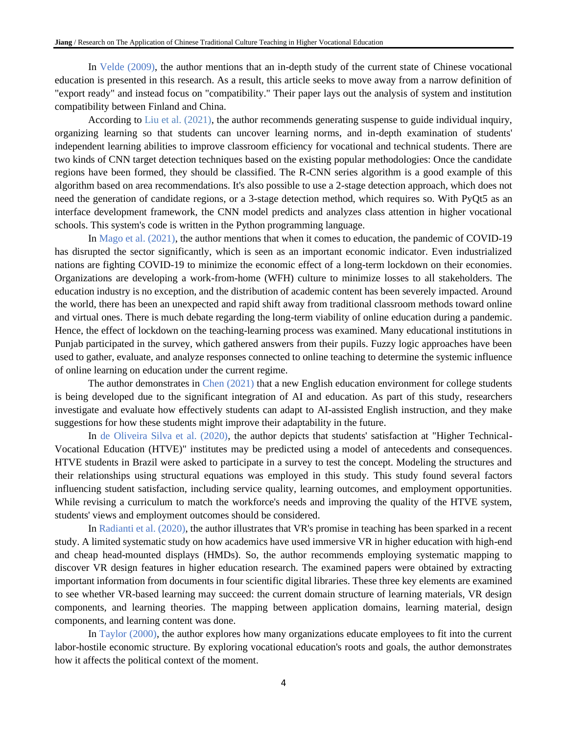In Velde (2009), the author mentions that an in-depth study of the current state of Chinese vocational education is presented in this research. As a result, this article seeks to move away from a narrow definition of "export ready" and instead focus on "compatibility." Their paper lays out the analysis of system and institution compatibility between Finland and China.

According to Liu et al. (2021), the author recommends generating suspense to guide individual inquiry, organizing learning so that students can uncover learning norms, and in-depth examination of students' independent learning abilities to improve classroom efficiency for vocational and technical students. There are two kinds of CNN target detection techniques based on the existing popular methodologies: Once the candidate regions have been formed, they should be classified. The R-CNN series algorithm is a good example of this algorithm based on area recommendations. It's also possible to use a 2-stage detection approach, which does not need the generation of candidate regions, or a 3-stage detection method, which requires so. With PyQt5 as an interface development framework, the CNN model predicts and analyzes class attention in higher vocational schools. This system's code is written in the Python programming language.

In Mago et al. (2021), the author mentions that when it comes to education, the pandemic of COVID-19 has disrupted the sector significantly, which is seen as an important economic indicator. Even industrialized nations are fighting COVID-19 to minimize the economic effect of a long-term lockdown on their economies. Organizations are developing a work-from-home (WFH) culture to minimize losses to all stakeholders. The education industry is no exception, and the distribution of academic content has been severely impacted. Around the world, there has been an unexpected and rapid shift away from traditional classroom methods toward online and virtual ones. There is much debate regarding the long-term viability of online education during a pandemic. Hence, the effect of lockdown on the teaching-learning process was examined. Many educational institutions in Punjab participated in the survey, which gathered answers from their pupils. Fuzzy logic approaches have been used to gather, evaluate, and analyze responses connected to online teaching to determine the systemic influence of online learning on education under the current regime.

The author demonstrates in Chen (2021) that a new English education environment for college students is being developed due to the significant integration of AI and education. As part of this study, researchers investigate and evaluate how effectively students can adapt to AI-assisted English instruction, and they make suggestions for how these students might improve their adaptability in the future.

In de Oliveira Silva et al. (2020), the author depicts that students' satisfaction at "Higher Technical-Vocational Education (HTVE)" institutes may be predicted using a model of antecedents and consequences. HTVE students in Brazil were asked to participate in a survey to test the concept. Modeling the structures and their relationships using structural equations was employed in this study. This study found several factors influencing student satisfaction, including service quality, learning outcomes, and employment opportunities. While revising a curriculum to match the workforce's needs and improving the quality of the HTVE system, students' views and employment outcomes should be considered.

In Radianti et al. (2020), the author illustrates that VR's promise in teaching has been sparked in a recent study. A limited systematic study on how academics have used immersive VR in higher education with high-end and cheap head-mounted displays (HMDs). So, the author recommends employing systematic mapping to discover VR design features in higher education research. The examined papers were obtained by extracting important information from documents in four scientific digital libraries. These three key elements are examined to see whether VR-based learning may succeed: the current domain structure of learning materials, VR design components, and learning theories. The mapping between application domains, learning material, design components, and learning content was done.

In Taylor (2000), the author explores how many organizations educate employees to fit into the current labor-hostile economic structure. By exploring vocational education's roots and goals, the author demonstrates how it affects the political context of the moment.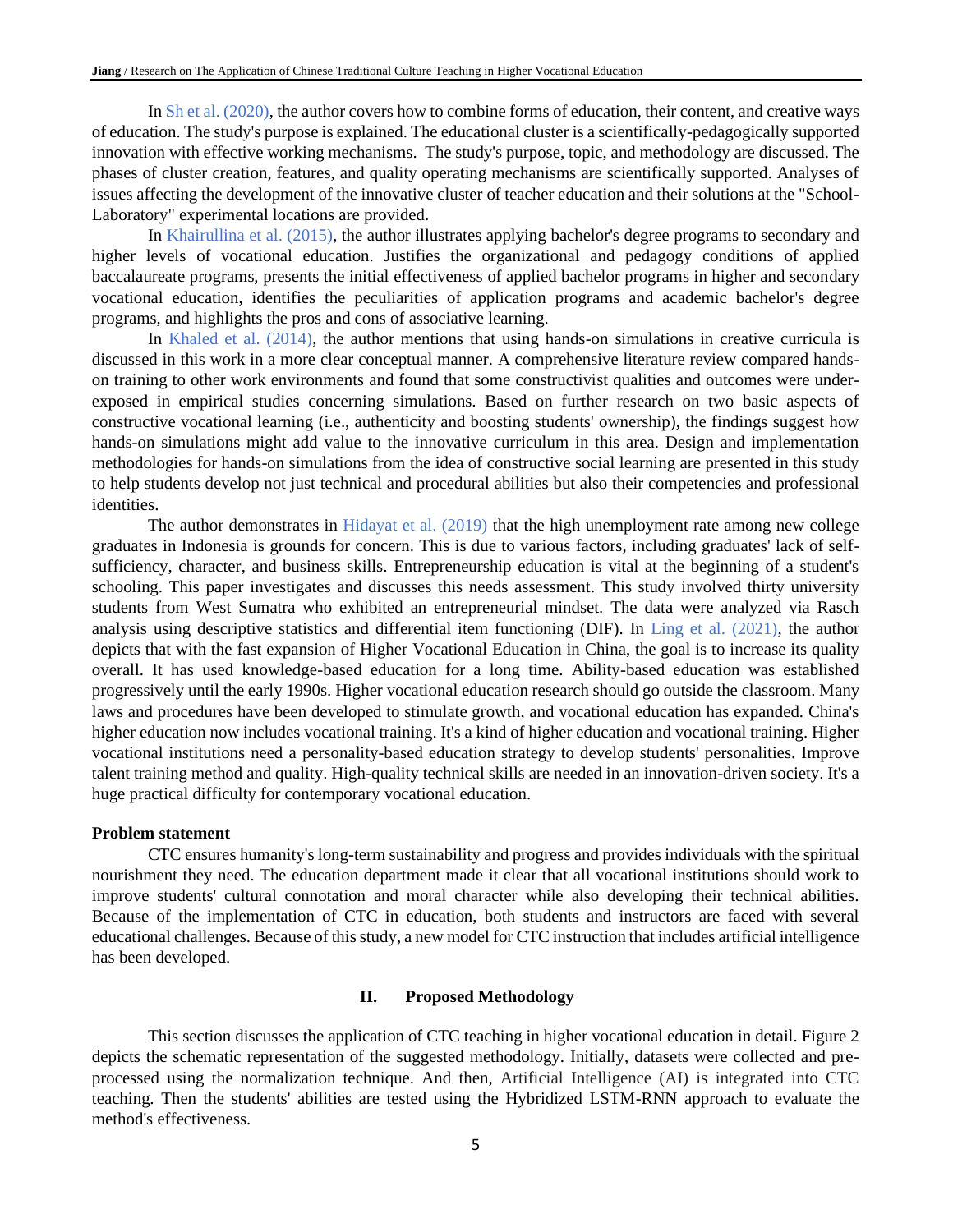In Sh et al. (2020), the author covers how to combine forms of education, their content, and creative ways of education. The study's purpose is explained. The educational cluster is a scientifically-pedagogically supported innovation with effective working mechanisms. The study's purpose, topic, and methodology are discussed. The phases of cluster creation, features, and quality operating mechanisms are scientifically supported. Analyses of issues affecting the development of the innovative cluster of teacher education and their solutions at the "School-Laboratory" experimental locations are provided.

In Khairullina et al. (2015), the author illustrates applying bachelor's degree programs to secondary and higher levels of vocational education. Justifies the organizational and pedagogy conditions of applied baccalaureate programs, presents the initial effectiveness of applied bachelor programs in higher and secondary vocational education, identifies the peculiarities of application programs and academic bachelor's degree programs, and highlights the pros and cons of associative learning.

In Khaled et al. (2014), the author mentions that using hands-on simulations in creative curricula is discussed in this work in a more clear conceptual manner. A comprehensive literature review compared hands-on training to other work environments and found that some constructivist qualities and outcomes were under-exposed in empirical studies concerning simulations. Based on further research on two basic aspects of constructive vocational learning (i.e., authenticity and boosting students' ownership), the findings suggest how hands-on simulations might add value to the innovative curriculum in this area. Design and implementation methodologies for hands-on simulations from the idea of constructive social learning are presented in this study to help students develop not just technical and procedural abilities but also their competencies and professional identities.

The author demonstrates in Hidayat et al. (2019) that the high unemployment rate among new college graduates in Indonesia is grounds for concern. This is due to various factors, including graduates' lack of self-sufficiency, character, and business skills. Entrepreneurship education is vital at the beginning of a student's schooling. This paper investigates and discusses this needs assessment. This study involved thirty university students from West Sumatra who exhibited an entrepreneurial mindset. The data were analyzed via Rasch analysis using descriptive statistics and differential item functioning (DIF). In Ling et al. (2021), the author depicts that with the fast expansion of Higher Vocational Education in China, the goal is to increase its quality overall. It has used knowledge-based education for a long time. Ability-based education was established progressively until the early 1990s. Higher vocational education research should go outside the classroom. Many laws and procedures have been developed to stimulate growth, and vocational education has expanded. China's higher education now includes vocational training. It's a kind of higher education and vocational training. Higher vocational institutions need a personality-based education strategy to develop students' personalities. Improve talent training method and quality. High-quality technical skills are needed in an innovation-driven society. It's a huge practical difficulty for contemporary vocational education.

**Problem statement**

CTC ensures humanity's long-term sustainability and progress and provides individuals with the spiritual nourishment they need. The education department made it clear that all vocational institutions should work to improve students' cultural connotation and moral character while also developing their technical abilities. Because of the implementation of CTC in education, both students and instructors are faced with several educational challenges. Because of this study, a new model for CTC instruction that includes artificial intelligence has been developed.

## II. Proposed Methodology

This section discusses the application of CTC teaching in higher vocational education in detail. Figure 2 depicts the schematic representation of the suggested methodology. Initially, datasets were collected and pre-processed using the normalization technique. And then, Artificial Intelligence (AI) is integrated into CTC teaching. Then the students' abilities are tested using the Hybridized LSTM-RNN approach to evaluate the method's effectiveness.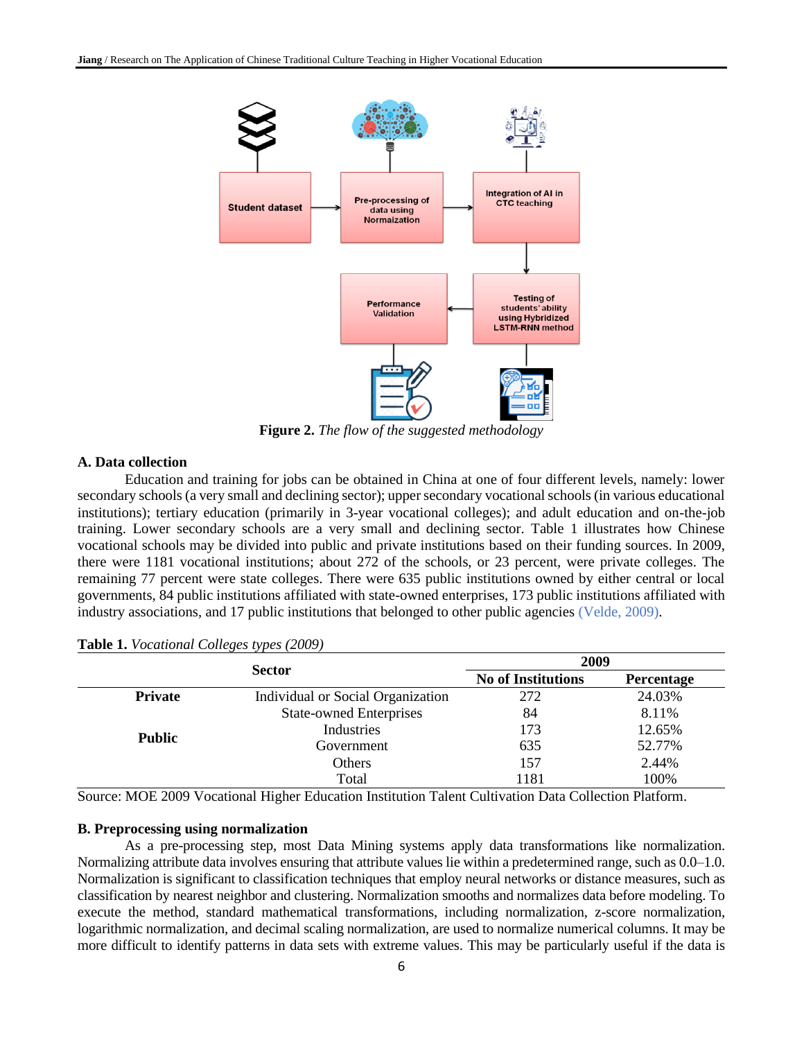Figure 2. *The flow of the suggested methodology*

### A. Data collection

Education and training for jobs can be obtained in China at one of four different levels, namely: lower secondary schools (a very small and declining sector); upper secondary vocational schools (in various educational institutions); tertiary education (primarily in 3-year vocational colleges); and adult education and on-the-job training. Lower secondary schools are a very small and declining sector. Table 1 illustrates how Chinese vocational schools may be divided into public and private institutions based on their funding sources. In 2009, there were 1181 vocational institutions; about 272 of the schools, or 23 percent, were private colleges. The remaining 77 percent were state colleges. There were 635 public institutions owned by either central or local governments, 84 public institutions affiliated with state-owned enterprises, 173 public institutions affiliated with industry associations, and 17 public institutions that belonged to other public agencies (Velde, 2009).

**Table 1.** *Vocational Colleges types (2009)*

| Sector | | 2009 | |
|---|---|---|---|
| | | **No of Institutions** | **Percentage** |
| **Private** | Individual or Social Organization | 272 | 24.03% |
| **Public** | State-owned Enterprises | 84 | 8.11% |
| | Industries | 173 | 12.65% |
| | Government | 635 | 52.77% |
| | Others | 157 | 2.44% |
| | Total | 1181 | 100% |

Source: MOE 2009 Vocational Higher Education Institution Talent Cultivation Data Collection Platform.

### B. Preprocessing using normalization

As a pre-processing step, most Data Mining systems apply data transformations like normalization. Normalizing attribute data involves ensuring that attribute values lie within a predetermined range, such as 0.0–1.0. Normalization is significant to classification techniques that employ neural networks or distance measures, such as classification by nearest neighbor and clustering. Normalization smooths and normalizes data before modeling. To execute the method, standard mathematical transformations, including normalization, z-score normalization, logarithmic normalization, and decimal scaling normalization, are used to normalize numerical columns. It may be more difficult to identify patterns in data sets with extreme values. This may be particularly useful if the data is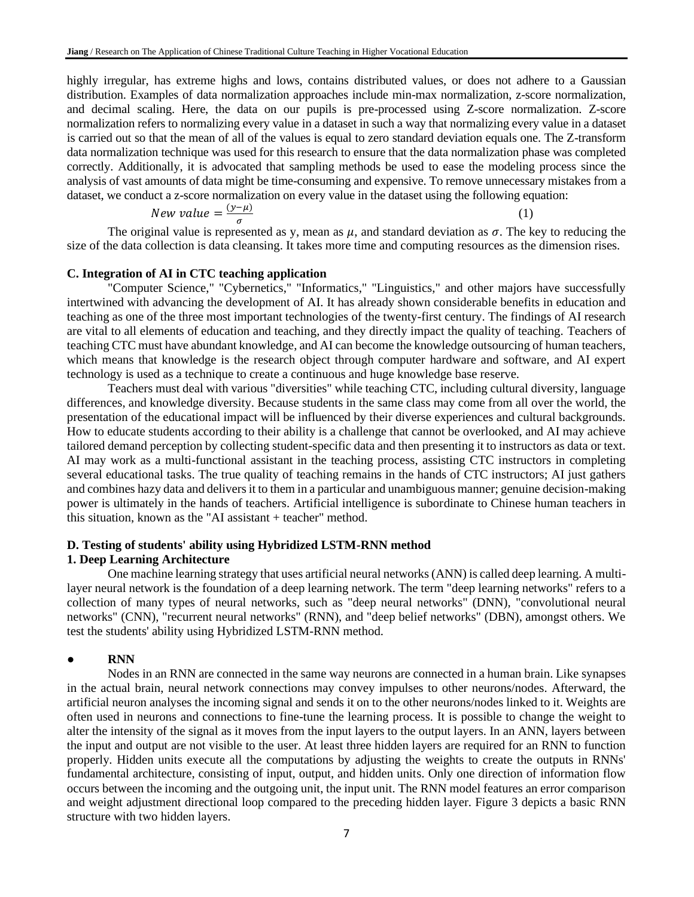highly irregular, has extreme highs and lows, contains distributed values, or does not adhere to a Gaussian distribution. Examples of data normalization approaches include min-max normalization, z-score normalization, and decimal scaling. Here, the data on our pupils is pre-processed using Z-score normalization. Z-score normalization refers to normalizing every value in a dataset in such a way that normalizing every value in a dataset is carried out so that the mean of all of the values is equal to zero standard deviation equals one. The Z-transform data normalization technique was used for this research to ensure that the data normalization phase was completed correctly. Additionally, it is advocated that sampling methods be used to ease the modeling process since the analysis of vast amounts of data might be time-consuming and expensive. To remove unnecessary mistakes from a dataset, we conduct a z-score normalization on every value in the dataset using the following equation:

$$New\ value = \frac{(y-\mu)}{\sigma} \tag{1}$$

The original value is represented as y, mean as $\mu$, and standard deviation as $\sigma$. The key to reducing the size of the data collection is data cleansing. It takes more time and computing resources as the dimension rises.

### C. Integration of AI in CTC teaching application

"Computer Science," "Cybernetics," "Informatics," "Linguistics," and other majors have successfully intertwined with advancing the development of AI. It has already shown considerable benefits in education and teaching as one of the three most important technologies of the twenty-first century. The findings of AI research are vital to all elements of education and teaching, and they directly impact the quality of teaching. Teachers of teaching CTC must have abundant knowledge, and AI can become the knowledge outsourcing of human teachers, which means that knowledge is the research object through computer hardware and software, and AI expert technology is used as a technique to create a continuous and huge knowledge base reserve.

Teachers must deal with various "diversities" while teaching CTC, including cultural diversity, language differences, and knowledge diversity. Because students in the same class may come from all over the world, the presentation of the educational impact will be influenced by their diverse experiences and cultural backgrounds. How to educate students according to their ability is a challenge that cannot be overlooked, and AI may achieve tailored demand perception by collecting student-specific data and then presenting it to instructors as data or text. AI may work as a multi-functional assistant in the teaching process, assisting CTC instructors in completing several educational tasks. The true quality of teaching remains in the hands of CTC instructors; AI just gathers and combines hazy data and delivers it to them in a particular and unambiguous manner; genuine decision-making power is ultimately in the hands of teachers. Artificial intelligence is subordinate to Chinese human teachers in this situation, known as the "AI assistant + teacher" method.

### D. Testing of students' ability using Hybridized LSTM-RNN method

#### 1. Deep Learning Architecture

One machine learning strategy that uses artificial neural networks (ANN) is called deep learning. A multi-layer neural network is the foundation of a deep learning network. The term "deep learning networks" refers to a collection of many types of neural networks, such as "deep neural networks" (DNN), "convolutional neural networks" (CNN), "recurrent neural networks" (RNN), and "deep belief networks" (DBN), amongst others. We test the students' ability using Hybridized LSTM-RNN method.

- **RNN**

Nodes in an RNN are connected in the same way neurons are connected in a human brain. Like synapses in the actual brain, neural network connections may convey impulses to other neurons/nodes. Afterward, the artificial neuron analyses the incoming signal and sends it on to the other neurons/nodes linked to it. Weights are often used in neurons and connections to fine-tune the learning process. It is possible to change the weight to alter the intensity of the signal as it moves from the input layers to the output layers. In an ANN, layers between the input and output are not visible to the user. At least three hidden layers are required for an RNN to function properly. Hidden units execute all the computations by adjusting the weights to create the outputs in RNNs' fundamental architecture, consisting of input, output, and hidden units. Only one direction of information flow occurs between the incoming and the outgoing unit, the input unit. The RNN model features an error comparison and weight adjustment directional loop compared to the preceding hidden layer. Figure 3 depicts a basic RNN structure with two hidden layers.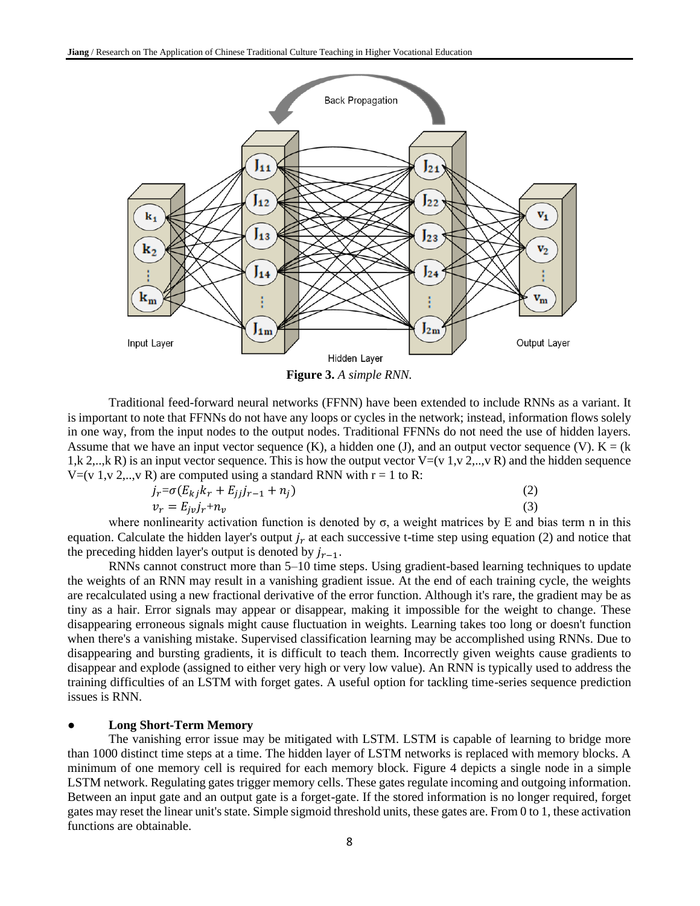**Figure 3.** *A simple RNN.*

Traditional feed-forward neural networks (FFNN) have been extended to include RNNs as a variant. It is important to note that FFNNs do not have any loops or cycles in the network; instead, information flows solely in one way, from the input nodes to the output nodes. Traditional FFNNs do not need the use of hidden layers. Assume that we have an input vector sequence (K), a hidden one (J), and an output vector sequence (V). K = (k 1,k 2,..,k R) is an input vector sequence. This is how the output vector V=(v 1,v 2,..,v R) and the hidden sequence V=(v 1,v 2,..,v R) are computed using a standard RNN with r = 1 to R:

$$j_r=\sigma(E_{kj}k_r + E_{jj}j_{r-1} + n_j) \tag{2}$$

$$v_r = E_{jv}j_r+n_v \tag{3}$$

where nonlinearity activation function is denoted by σ, a weight matrices by E and bias term n in this equation. Calculate the hidden layer's output $j_r$ at each successive t-time step using equation (2) and notice that the preceding hidden layer's output is denoted by $j_{r-1}$.

RNNs cannot construct more than 5–10 time steps. Using gradient-based learning techniques to update the weights of an RNN may result in a vanishing gradient issue. At the end of each training cycle, the weights are recalculated using a new fractional derivative of the error function. Although it's rare, the gradient may be as tiny as a hair. Error signals may appear or disappear, making it impossible for the weight to change. These disappearing erroneous signals might cause fluctuation in weights. Learning takes too long or doesn't function when there's a vanishing mistake. Supervised classification learning may be accomplished using RNNs. Due to disappearing and bursting gradients, it is difficult to teach them. Incorrectly given weights cause gradients to disappear and explode (assigned to either very high or very low value). An RNN is typically used to address the training difficulties of an LSTM with forget gates. A useful option for tackling time-series sequence prediction issues is RNN.

- **Long Short-Term Memory**

The vanishing error issue may be mitigated with LSTM. LSTM is capable of learning to bridge more than 1000 distinct time steps at a time. The hidden layer of LSTM networks is replaced with memory blocks. A minimum of one memory cell is required for each memory block. Figure 4 depicts a single node in a simple LSTM network. Regulating gates trigger memory cells. These gates regulate incoming and outgoing information. Between an input gate and an output gate is a forget-gate. If the stored information is no longer required, forget gates may reset the linear unit's state. Simple sigmoid threshold units, these gates are. From 0 to 1, these activation functions are obtainable.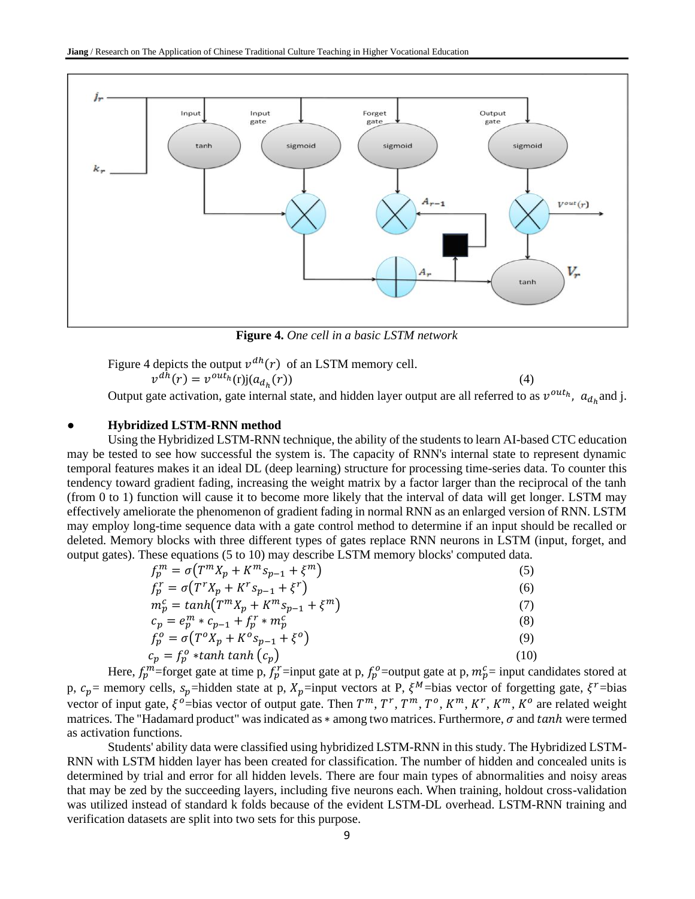**Figure 4.** *One cell in a basic LSTM network*

Figure 4 depicts the output $v^{dh}(r)$ of an LSTM memory cell.

$$v^{dh}(r) = v^{out_h}(r)j(a_{d_h}(r)) \quad (4)$$

Output gate activation, gate internal state, and hidden layer output are all referred to as $v^{out_h}$, $a_{d_h}$ and j.

- **Hybridized LSTM-RNN method**

Using the Hybridized LSTM-RNN technique, the ability of the students to learn AI-based CTC education may be tested to see how successful the system is. The capacity of RNN's internal state to represent dynamic temporal features makes it an ideal DL (deep learning) structure for processing time-series data. To counter this tendency toward gradient fading, increasing the weight matrix by a factor larger than the reciprocal of the tanh (from 0 to 1) function will cause it to become more likely that the interval of data will get longer. LSTM may effectively ameliorate the phenomenon of gradient fading in normal RNN as an enlarged version of RNN. LSTM may employ long-time sequence data with a gate control method to determine if an input should be recalled or deleted. Memory blocks with three different types of gates replace RNN neurons in LSTM (input, forget, and output gates). These equations (5 to 10) may describe LSTM memory blocks' computed data.

$$f_p^m = \sigma(T^m X_p + K^m s_{p-1} + \xi^m) \quad (5)$$

$$f_p^r = \sigma(T^r X_p + K^r s_{p-1} + \xi^r) \quad (6)$$

$$m_p^c = tanh(T^m X_p + K^m s_{p-1} + \xi^m) \quad (7)$$

$$c_p = e_p^m * c_{p-1} + f_p^r * m_p^c \quad (8)$$

$$f_p^o = \sigma(T^o X_p + K^o s_{p-1} + \xi^o) \quad (9)$$

$$c_p = f_p^o * tanh\ tanh\ (c_p) \quad (10)$$

Here, $f_p^m$=forget gate at time p, $f_p^r$=input gate at p, $f_p^o$=output gate at p, $m_p^c$= input candidates stored at p, $c_p$= memory cells, $s_p$=hidden state at p, $X_p$=input vectors at P, $\xi^M$=bias vector of forgetting gate, $\xi^r$=bias vector of input gate, $\xi^o$=bias vector of output gate. Then $T^m$, $T^r$, $T^m$, $T^o$, $K^m$, $K^r$, $K^m$, $K^o$ are related weight matrices. The "Hadamard product" was indicated as $*$ among two matrices. Furthermore, $\sigma$ and $tanh$ were termed as activation functions.

Students' ability data were classified using hybridized LSTM-RNN in this study. The Hybridized LSTM-RNN with LSTM hidden layer has been created for classification. The number of hidden and concealed units is determined by trial and error for all hidden levels. There are four main types of abnormalities and noisy areas that may be zed by the succeeding layers, including five neurons each. When training, holdout cross-validation was utilized instead of standard k folds because of the evident LSTM-DL overhead. LSTM-RNN training and verification datasets are split into two sets for this purpose.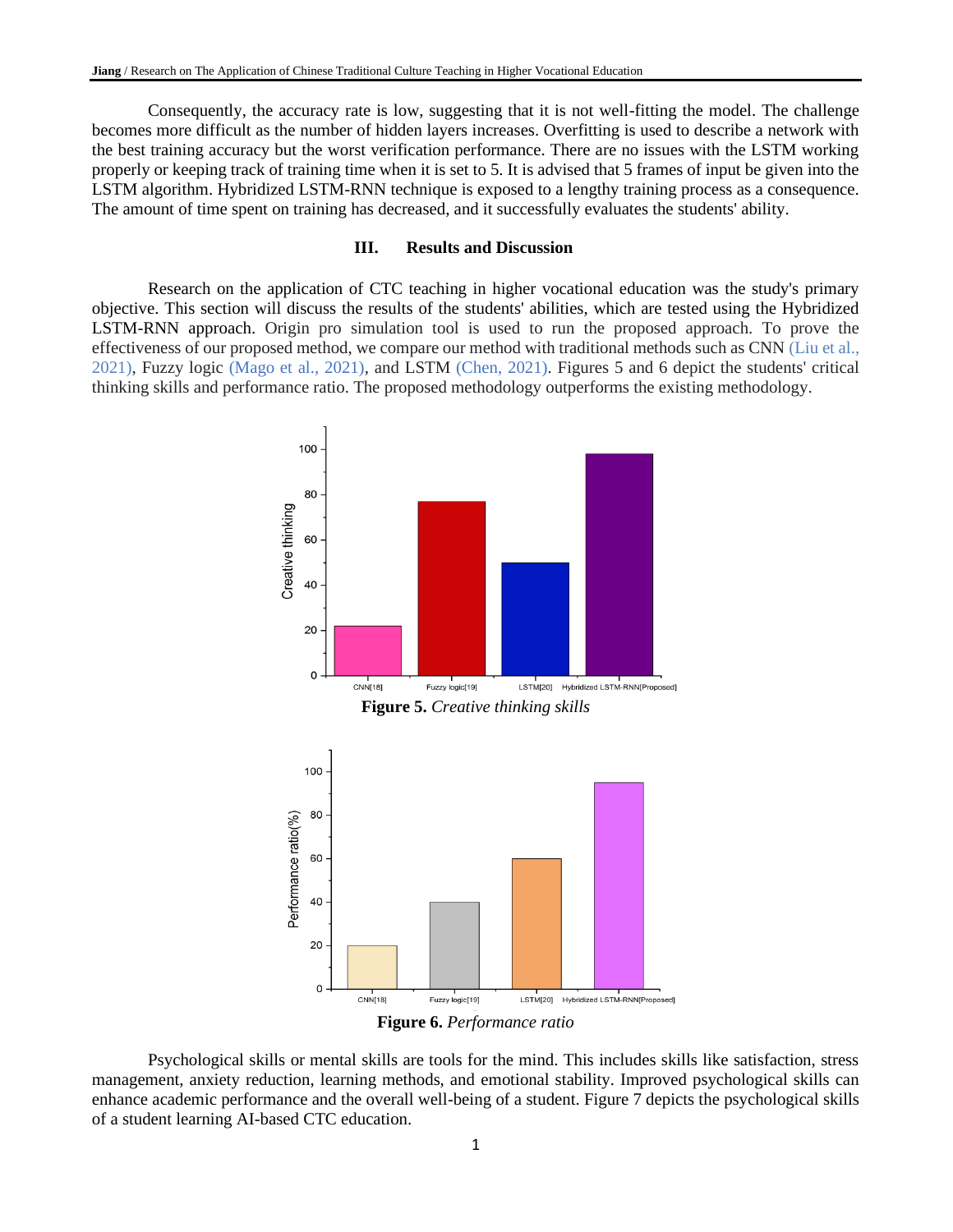Consequently, the accuracy rate is low, suggesting that it is not well-fitting the model. The challenge becomes more difficult as the number of hidden layers increases. Overfitting is used to describe a network with the best training accuracy but the worst verification performance. There are no issues with the LSTM working properly or keeping track of training time when it is set to 5. It is advised that 5 frames of input be given into the LSTM algorithm. Hybridized LSTM-RNN technique is exposed to a lengthy training process as a consequence. The amount of time spent on training has decreased, and it successfully evaluates the students' ability.

## III. Results and Discussion

Research on the application of CTC teaching in higher vocational education was the study's primary objective. This section will discuss the results of the students' abilities, which are tested using the Hybridized LSTM-RNN approach. Origin pro simulation tool is used to run the proposed approach. To prove the effectiveness of our proposed method, we compare our method with traditional methods such as CNN (Liu et al., 2021), Fuzzy logic (Mago et al., 2021), and LSTM (Chen, 2021). Figures 5 and 6 depict the students' critical thinking skills and performance ratio. The proposed methodology outperforms the existing methodology.

**Figure 5.** *Creative thinking skills*

**Figure 6.** *Performance ratio*

Psychological skills or mental skills are tools for the mind. This includes skills like satisfaction, stress management, anxiety reduction, learning methods, and emotional stability. Improved psychological skills can enhance academic performance and the overall well-being of a student. Figure 7 depicts the psychological skills of a student learning AI-based CTC education.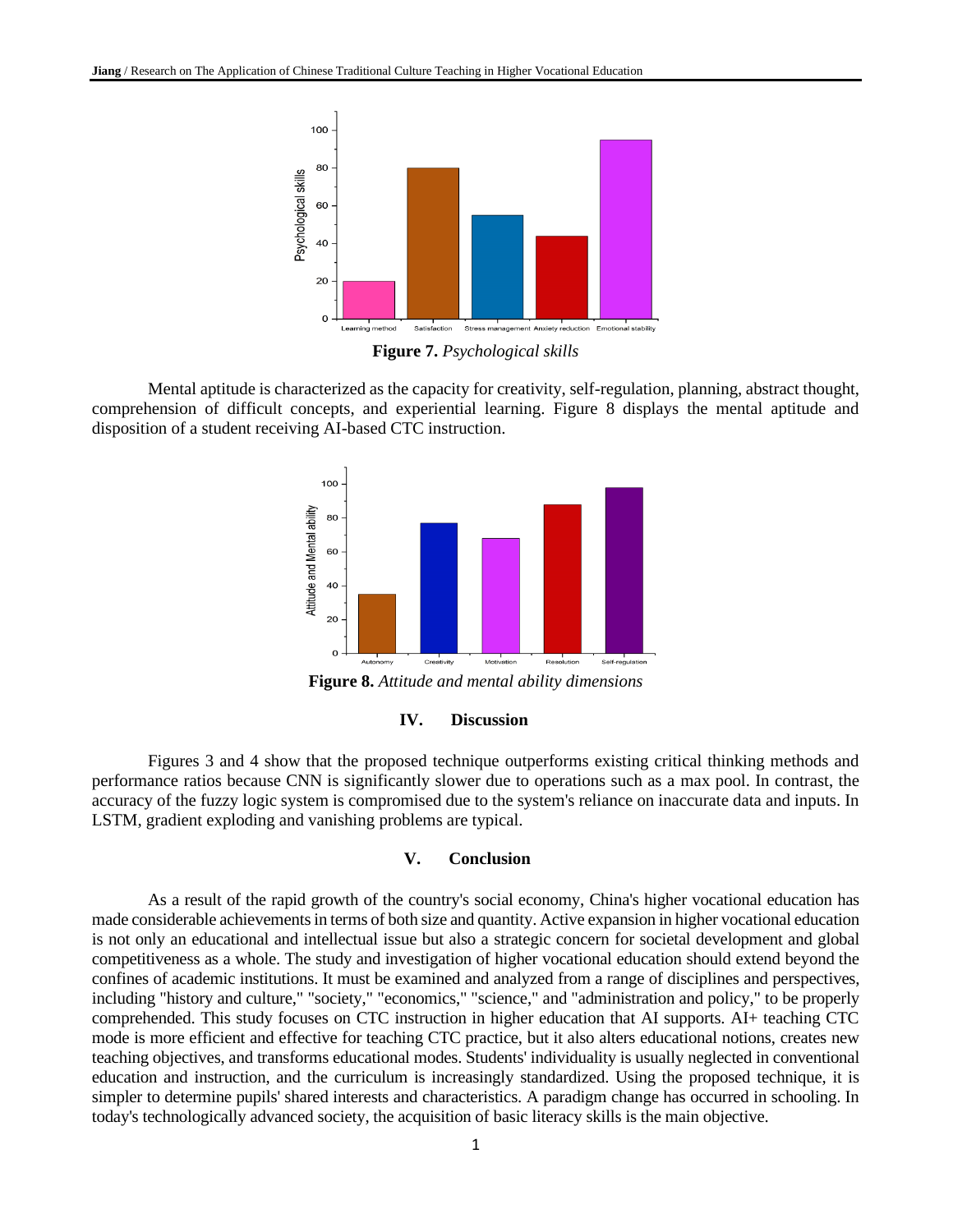**Figure 7.** *Psychological skills*

Mental aptitude is characterized as the capacity for creativity, self-regulation, planning, abstract thought, comprehension of difficult concepts, and experiential learning. Figure 8 displays the mental aptitude and disposition of a student receiving AI-based CTC instruction.

**Figure 8.** *Attitude and mental ability dimensions*

## IV. Discussion

Figures 3 and 4 show that the proposed technique outperforms existing critical thinking methods and performance ratios because CNN is significantly slower due to operations such as a max pool. In contrast, the accuracy of the fuzzy logic system is compromised due to the system's reliance on inaccurate data and inputs. In LSTM, gradient exploding and vanishing problems are typical.

## V. Conclusion

As a result of the rapid growth of the country's social economy, China's higher vocational education has made considerable achievements in terms of both size and quantity. Active expansion in higher vocational education is not only an educational and intellectual issue but also a strategic concern for societal development and global competitiveness as a whole. The study and investigation of higher vocational education should extend beyond the confines of academic institutions. It must be examined and analyzed from a range of disciplines and perspectives, including "history and culture," "society," "economics," "science," and "administration and policy," to be properly comprehended. This study focuses on CTC instruction in higher education that AI supports. AI+ teaching CTC mode is more efficient and effective for teaching CTC practice, but it also alters educational notions, creates new teaching objectives, and transforms educational modes. Students' individuality is usually neglected in conventional education and instruction, and the curriculum is increasingly standardized. Using the proposed technique, it is simpler to determine pupils' shared interests and characteristics. A paradigm change has occurred in schooling. In today's technologically advanced society, the acquisition of basic literacy skills is the main objective.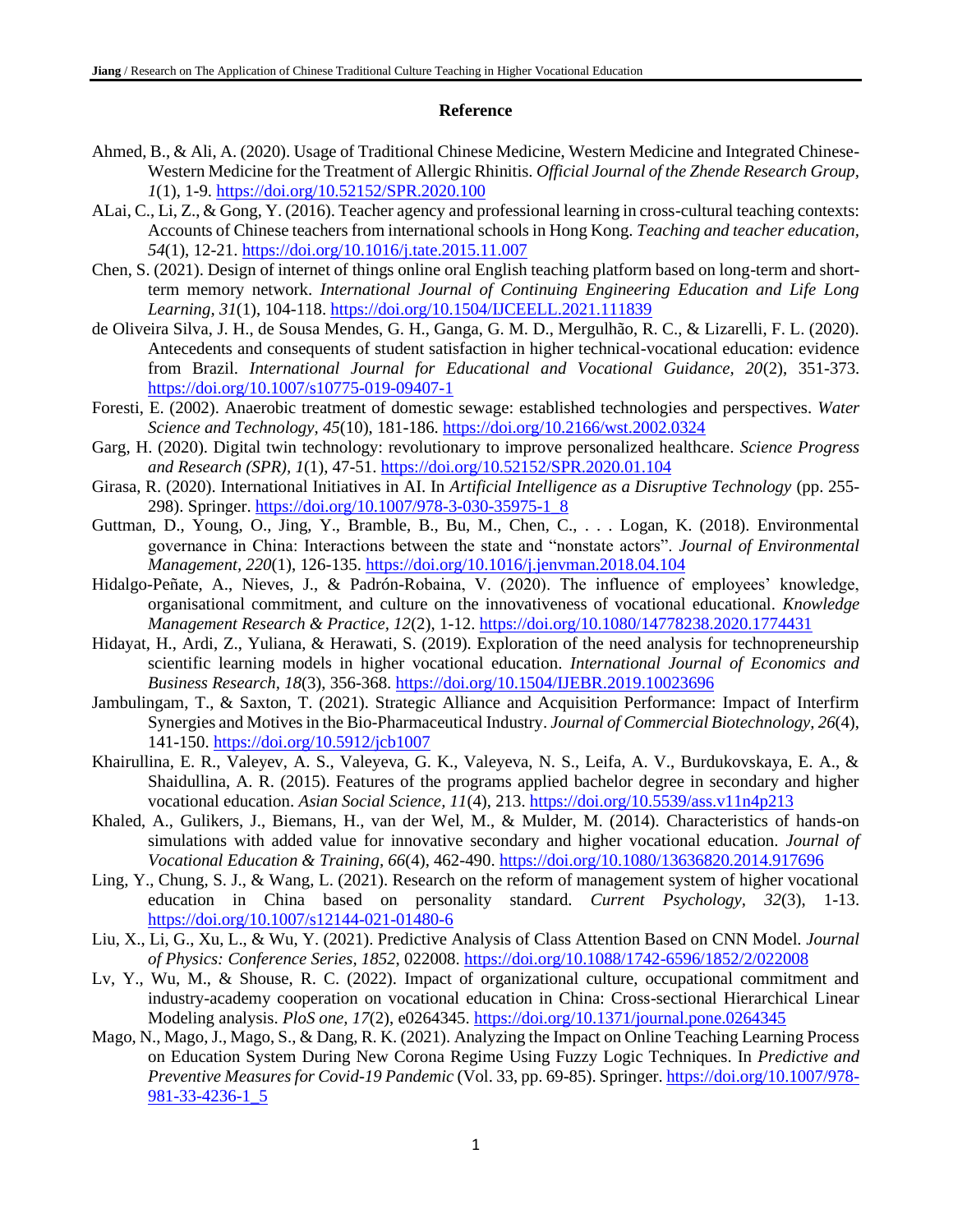## Reference

Ahmed, B., & Ali, A. (2020). Usage of Traditional Chinese Medicine, Western Medicine and Integrated Chinese-Western Medicine for the Treatment of Allergic Rhinitis. *Official Journal of the Zhende Research Group, 1*(1), 1-9. https://doi.org/10.52152/SPR.2020.100

ALai, C., Li, Z., & Gong, Y. (2016). Teacher agency and professional learning in cross-cultural teaching contexts: Accounts of Chinese teachers from international schools in Hong Kong. *Teaching and teacher education, 54*(1), 12-21. https://doi.org/10.1016/j.tate.2015.11.007

Chen, S. (2021). Design of internet of things online oral English teaching platform based on long-term and short-term memory network. *International Journal of Continuing Engineering Education and Life Long Learning, 31*(1), 104-118. https://doi.org/10.1504/IJCEELL.2021.111839

de Oliveira Silva, J. H., de Sousa Mendes, G. H., Ganga, G. M. D., Mergulhão, R. C., & Lizarelli, F. L. (2020). Antecedents and consequents of student satisfaction in higher technical-vocational education: evidence from Brazil. *International Journal for Educational and Vocational Guidance, 20*(2), 351-373. https://doi.org/10.1007/s10775-019-09407-1

Foresti, E. (2002). Anaerobic treatment of domestic sewage: established technologies and perspectives. *Water Science and Technology, 45*(10), 181-186. https://doi.org/10.2166/wst.2002.0324

Garg, H. (2020). Digital twin technology: revolutionary to improve personalized healthcare. *Science Progress and Research (SPR), 1*(1), 47-51. https://doi.org/10.52152/SPR.2020.01.104

Girasa, R. (2020). International Initiatives in AI. In *Artificial Intelligence as a Disruptive Technology* (pp. 255-298). Springer. https://doi.org/10.1007/978-3-030-35975-1_8

Guttman, D., Young, O., Jing, Y., Bramble, B., Bu, M., Chen, C., . . . Logan, K. (2018). Environmental governance in China: Interactions between the state and "nonstate actors". *Journal of Environmental Management, 220*(1), 126-135. https://doi.org/10.1016/j.jenvman.2018.04.104

Hidalgo-Peñate, A., Nieves, J., & Padrón-Robaina, V. (2020). The influence of employees' knowledge, organisational commitment, and culture on the innovativeness of vocational educational. *Knowledge Management Research & Practice, 12*(2), 1-12. https://doi.org/10.1080/14778238.2020.1774431

Hidayat, H., Ardi, Z., Yuliana, & Herawati, S. (2019). Exploration of the need analysis for technopreneurship scientific learning models in higher vocational education. *International Journal of Economics and Business Research, 18*(3), 356-368. https://doi.org/10.1504/IJEBR.2019.10023696

Jambulingam, T., & Saxton, T. (2021). Strategic Alliance and Acquisition Performance: Impact of Interfirm Synergies and Motives in the Bio-Pharmaceutical Industry. *Journal of Commercial Biotechnology, 26*(4), 141-150. https://doi.org/10.5912/jcb1007

Khairullina, E. R., Valeyev, A. S., Valeyeva, G. K., Valeyeva, N. S., Leifa, A. V., Burdukovskaya, E. A., & Shaidullina, A. R. (2015). Features of the programs applied bachelor degree in secondary and higher vocational education. *Asian Social Science, 11*(4), 213. https://doi.org/10.5539/ass.v11n4p213

Khaled, A., Gulikers, J., Biemans, H., van der Wel, M., & Mulder, M. (2014). Characteristics of hands-on simulations with added value for innovative secondary and higher vocational education. *Journal of Vocational Education & Training, 66*(4), 462-490. https://doi.org/10.1080/13636820.2014.917696

Ling, Y., Chung, S. J., & Wang, L. (2021). Research on the reform of management system of higher vocational education in China based on personality standard. *Current Psychology, 32*(3), 1-13. https://doi.org/10.1007/s12144-021-01480-6

Liu, X., Li, G., Xu, L., & Wu, Y. (2021). Predictive Analysis of Class Attention Based on CNN Model. *Journal of Physics: Conference Series, 1852*, 022008. https://doi.org/10.1088/1742-6596/1852/2/022008

Lv, Y., Wu, M., & Shouse, R. C. (2022). Impact of organizational culture, occupational commitment and industry-academy cooperation on vocational education in China: Cross-sectional Hierarchical Linear Modeling analysis. *PloS one, 17*(2), e0264345. https://doi.org/10.1371/journal.pone.0264345

Mago, N., Mago, J., Mago, S., & Dang, R. K. (2021). Analyzing the Impact on Online Teaching Learning Process on Education System During New Corona Regime Using Fuzzy Logic Techniques. In *Predictive and Preventive Measures for Covid-19 Pandemic* (Vol. 33, pp. 69-85). Springer. https://doi.org/10.1007/978-981-33-4236-1_5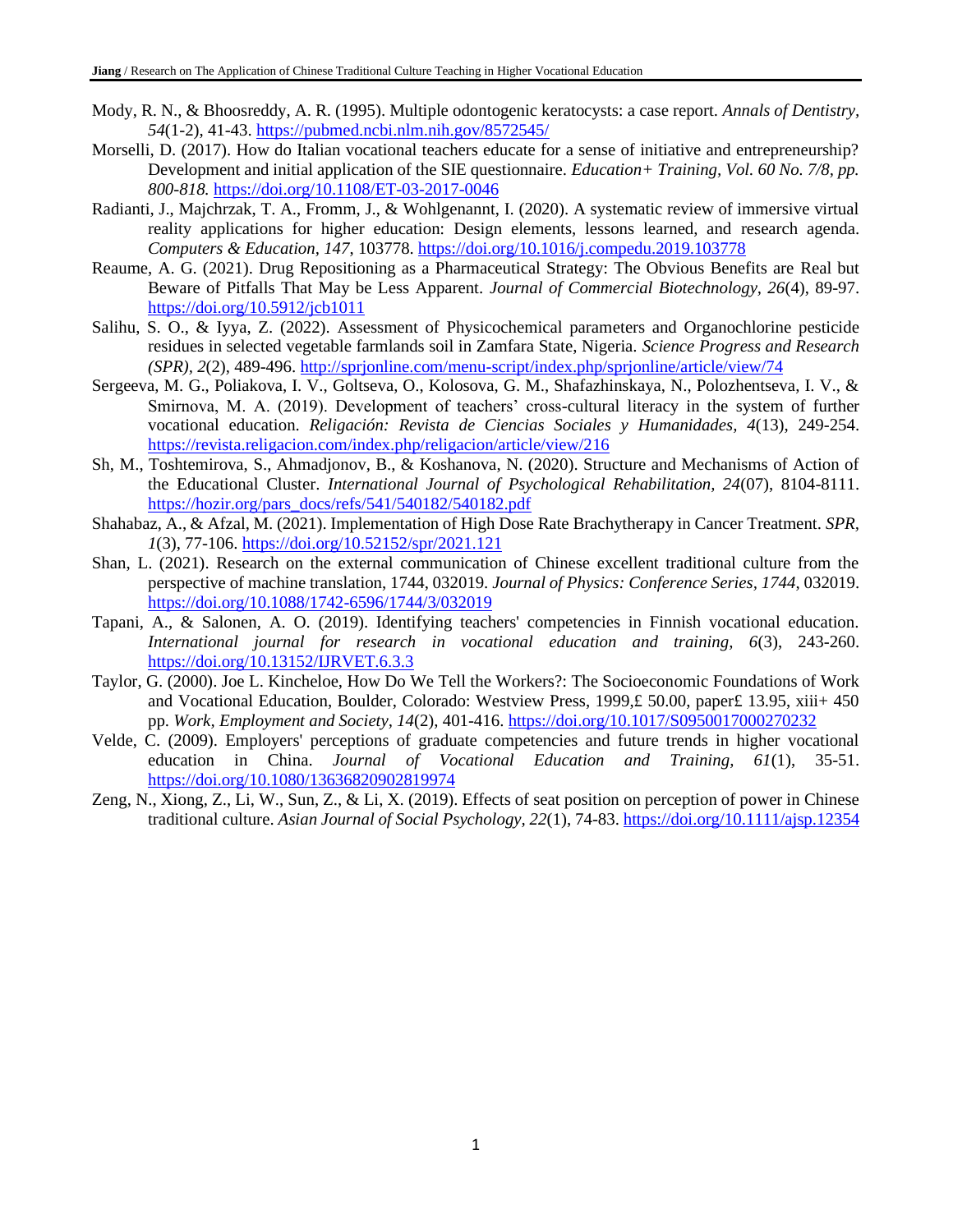Mody, R. N., & Bhoosreddy, A. R. (1995). Multiple odontogenic keratocysts: a case report. *Annals of Dentistry, 54*(1-2), 41-43. https://pubmed.ncbi.nlm.nih.gov/8572545/

Morselli, D. (2017). How do Italian vocational teachers educate for a sense of initiative and entrepreneurship? Development and initial application of the SIE questionnaire. *Education+ Training, Vol. 60 No. 7/8, pp. 800-818.* https://doi.org/10.1108/ET-03-2017-0046

Radianti, J., Majchrzak, T. A., Fromm, J., & Wohlgenannt, I. (2020). A systematic review of immersive virtual reality applications for higher education: Design elements, lessons learned, and research agenda. *Computers & Education, 147*, 103778. https://doi.org/10.1016/j.compedu.2019.103778

Reaume, A. G. (2021). Drug Repositioning as a Pharmaceutical Strategy: The Obvious Benefits are Real but Beware of Pitfalls That May be Less Apparent. *Journal of Commercial Biotechnology, 26*(4), 89-97. https://doi.org/10.5912/jcb1011

Salihu, S. O., & Iyya, Z. (2022). Assessment of Physicochemical parameters and Organochlorine pesticide residues in selected vegetable farmlands soil in Zamfara State, Nigeria. *Science Progress and Research (SPR), 2*(2), 489-496. http://sprjonline.com/menu-script/index.php/sprjonline/article/view/74

Sergeeva, M. G., Poliakova, I. V., Goltseva, O., Kolosova, G. M., Shafazhinskaya, N., Polozhentseva, I. V., & Smirnova, M. A. (2019). Development of teachers' cross-cultural literacy in the system of further vocational education. *Religación: Revista de Ciencias Sociales y Humanidades, 4*(13), 249-254. https://revista.religacion.com/index.php/religacion/article/view/216

Sh, M., Toshtemirova, S., Ahmadjonov, B., & Koshanova, N. (2020). Structure and Mechanisms of Action of the Educational Cluster. *International Journal of Psychological Rehabilitation, 24*(07), 8104-8111. https://hozir.org/pars_docs/refs/541/540182/540182.pdf

Shahabaz, A., & Afzal, M. (2021). Implementation of High Dose Rate Brachytherapy in Cancer Treatment. *SPR, 1*(3), 77-106. https://doi.org/10.52152/spr/2021.121

Shan, L. (2021). Research on the external communication of Chinese excellent traditional culture from the perspective of machine translation, 1744, 032019. *Journal of Physics: Conference Series, 1744*, 032019. https://doi.org/10.1088/1742-6596/1744/3/032019

Tapani, A., & Salonen, A. O. (2019). Identifying teachers' competencies in Finnish vocational education. *International journal for research in vocational education and training, 6*(3), 243-260. https://doi.org/10.13152/IJRVET.6.3.3

Taylor, G. (2000). Joe L. Kincheloe, How Do We Tell the Workers?: The Socioeconomic Foundations of Work and Vocational Education, Boulder, Colorado: Westview Press, 1999,£ 50.00, paper£ 13.95, xiii+ 450 pp. *Work, Employment and Society, 14*(2), 401-416. https://doi.org/10.1017/S0950017000270232

Velde, C. (2009). Employers' perceptions of graduate competencies and future trends in higher vocational education in China. *Journal of Vocational Education and Training, 61*(1), 35-51. https://doi.org/10.1080/13636820902819974

Zeng, N., Xiong, Z., Li, W., Sun, Z., & Li, X. (2019). Effects of seat position on perception of power in Chinese traditional culture. *Asian Journal of Social Psychology, 22*(1), 74-83. https://doi.org/10.1111/ajsp.12354